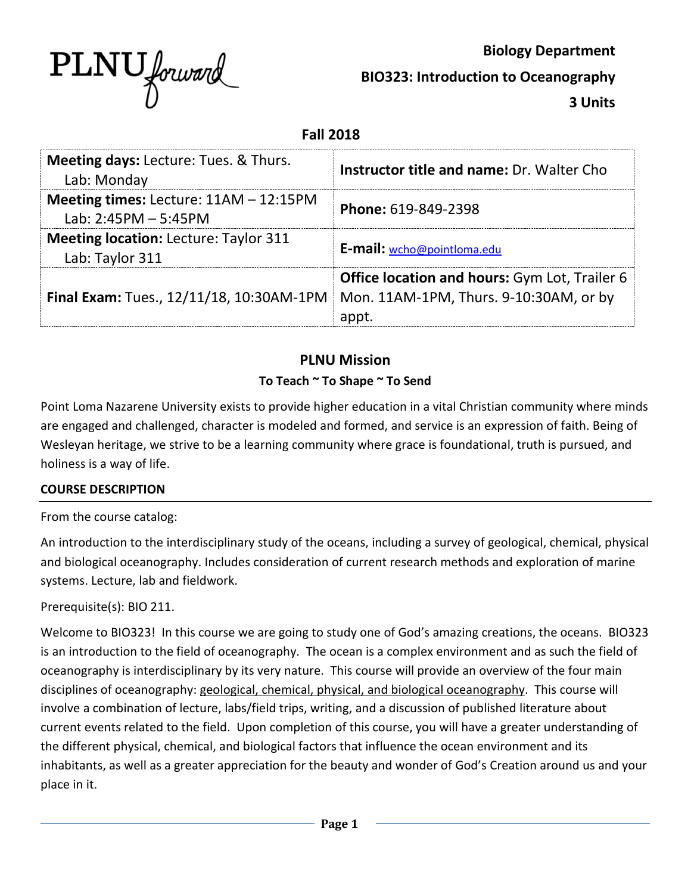PLNU forward

**Biology Department**

**BIO323: Introduction to Oceanography**

**3 Units**

**Fall 2018**

| | |
|---|---|
| **Meeting days:** Lecture: Tues. & Thurs. Lab: Monday | **Instructor title and name:** Dr. Walter Cho |
| **Meeting times:** Lecture: 11AM – 12:15PM Lab: 2:45PM – 5:45PM | **Phone:** 619-849-2398 |
| **Meeting location:** Lecture: Taylor 311 Lab: Taylor 311 | **E-mail:** wcho@pointloma.edu |
| **Final Exam:** Tues., 12/11/18, 10:30AM-1PM | **Office location and hours:** Gym Lot, Trailer 6 Mon. 11AM-1PM, Thurs. 9-10:30AM, or by appt. |

## PLNU Mission

### To Teach ~ To Shape ~ To Send

Point Loma Nazarene University exists to provide higher education in a vital Christian community where minds are engaged and challenged, character is modeled and formed, and service is an expression of faith. Being of Wesleyan heritage, we strive to be a learning community where grace is foundational, truth is pursued, and holiness is a way of life.

### COURSE DESCRIPTION

From the course catalog:

An introduction to the interdisciplinary study of the oceans, including a survey of geological, chemical, physical and biological oceanography. Includes consideration of current research methods and exploration of marine systems. Lecture, lab and fieldwork.

Prerequisite(s): BIO 211.

Welcome to BIO323! In this course we are going to study one of God's amazing creations, the oceans. BIO323 is an introduction to the field of oceanography. The ocean is a complex environment and as such the field of oceanography is interdisciplinary by its very nature. This course will provide an overview of the four main disciplines of oceanography: geological, chemical, physical, and biological oceanography. This course will involve a combination of lecture, labs/field trips, writing, and a discussion of published literature about current events related to the field. Upon completion of this course, you will have a greater understanding of the different physical, chemical, and biological factors that influence the ocean environment and its inhabitants, as well as a greater appreciation for the beauty and wonder of God's Creation around us and your place in it.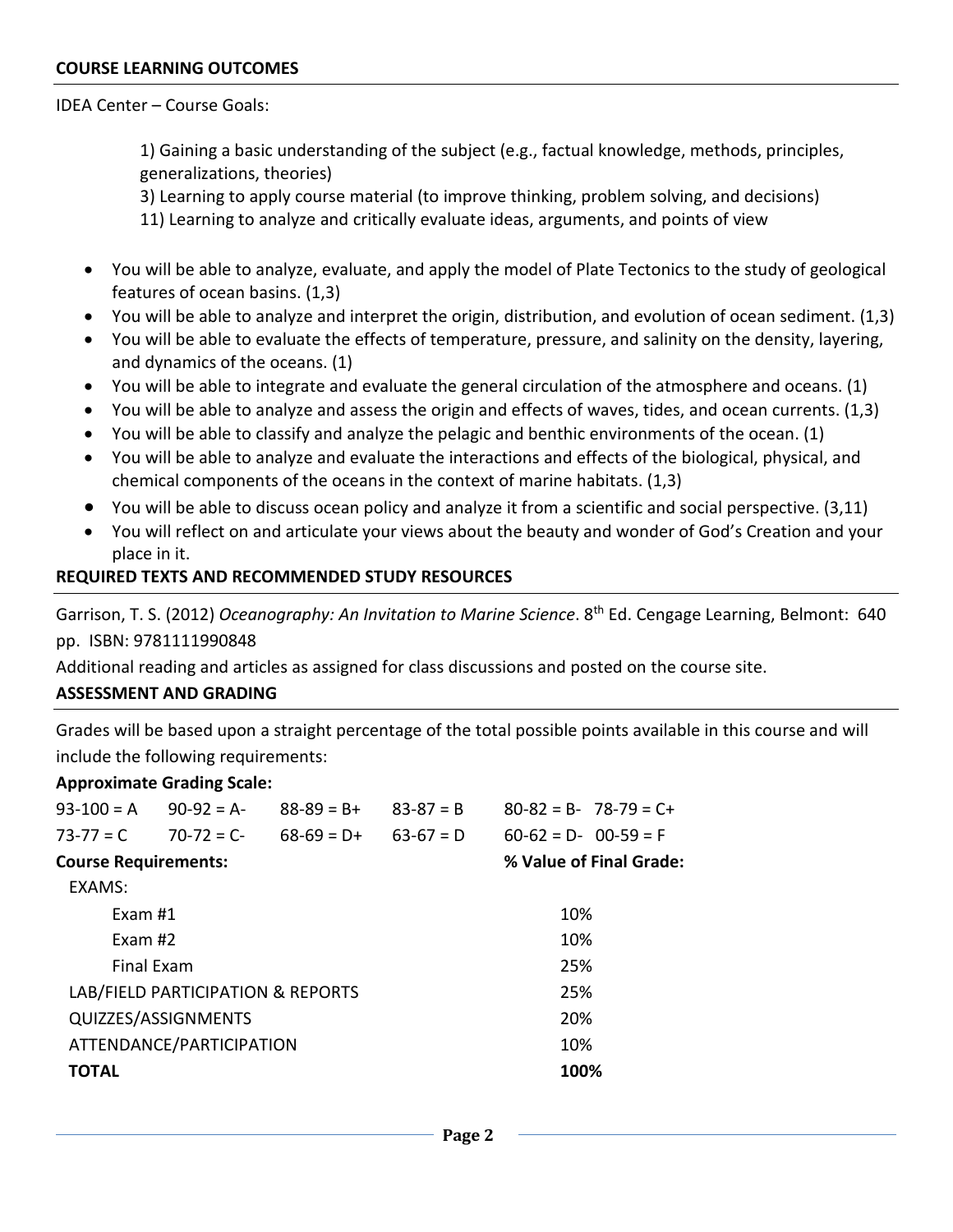## COURSE LEARNING OUTCOMES

IDEA Center – Course Goals:

> 1) Gaining a basic understanding of the subject (e.g., factual knowledge, methods, principles, generalizations, theories)
>
> 3) Learning to apply course material (to improve thinking, problem solving, and decisions)
>
> 11) Learning to analyze and critically evaluate ideas, arguments, and points of view

- You will be able to analyze, evaluate, and apply the model of Plate Tectonics to the study of geological features of ocean basins. (1,3)
- You will be able to analyze and interpret the origin, distribution, and evolution of ocean sediment. (1,3)
- You will be able to evaluate the effects of temperature, pressure, and salinity on the density, layering, and dynamics of the oceans. (1)
- You will be able to integrate and evaluate the general circulation of the atmosphere and oceans. (1)
- You will be able to analyze and assess the origin and effects of waves, tides, and ocean currents. (1,3)
- You will be able to classify and analyze the pelagic and benthic environments of the ocean. (1)
- You will be able to analyze and evaluate the interactions and effects of the biological, physical, and chemical components of the oceans in the context of marine habitats. (1,3)
- You will be able to discuss ocean policy and analyze it from a scientific and social perspective. (3,11)
- You will reflect on and articulate your views about the beauty and wonder of God's Creation and your place in it.

## REQUIRED TEXTS AND RECOMMENDED STUDY RESOURCES

Garrison, T. S. (2012) *Oceanography: An Invitation to Marine Science*. 8th Ed. Cengage Learning, Belmont: 640 pp. ISBN: 9781111990848

Additional reading and articles as assigned for class discussions and posted on the course site.

## ASSESSMENT AND GRADING

Grades will be based upon a straight percentage of the total possible points available in this course and will include the following requirements:

**Approximate Grading Scale:**

| | | | | | |
|---|---|---|---|---|---|
| 93-100 = A | 90-92 = A- | 88-89 = B+ | 83-87 = B | 80-82 = B- | 78-79 = C+ |
| 73-77 = C | 70-72 = C- | 68-69 = D+ | 63-67 = D | 60-62 = D- | 00-59 = F |

| **Course Requirements:** | **% Value of Final Grade:** |
|---|---|
| EXAMS: | |
| Exam #1 | 10% |
| Exam #2 | 10% |
| Final Exam | 25% |
| LAB/FIELD PARTICIPATION & REPORTS | 25% |
| QUIZZES/ASSIGNMENTS | 20% |
| ATTENDANCE/PARTICIPATION | 10% |
| **TOTAL** | **100%** |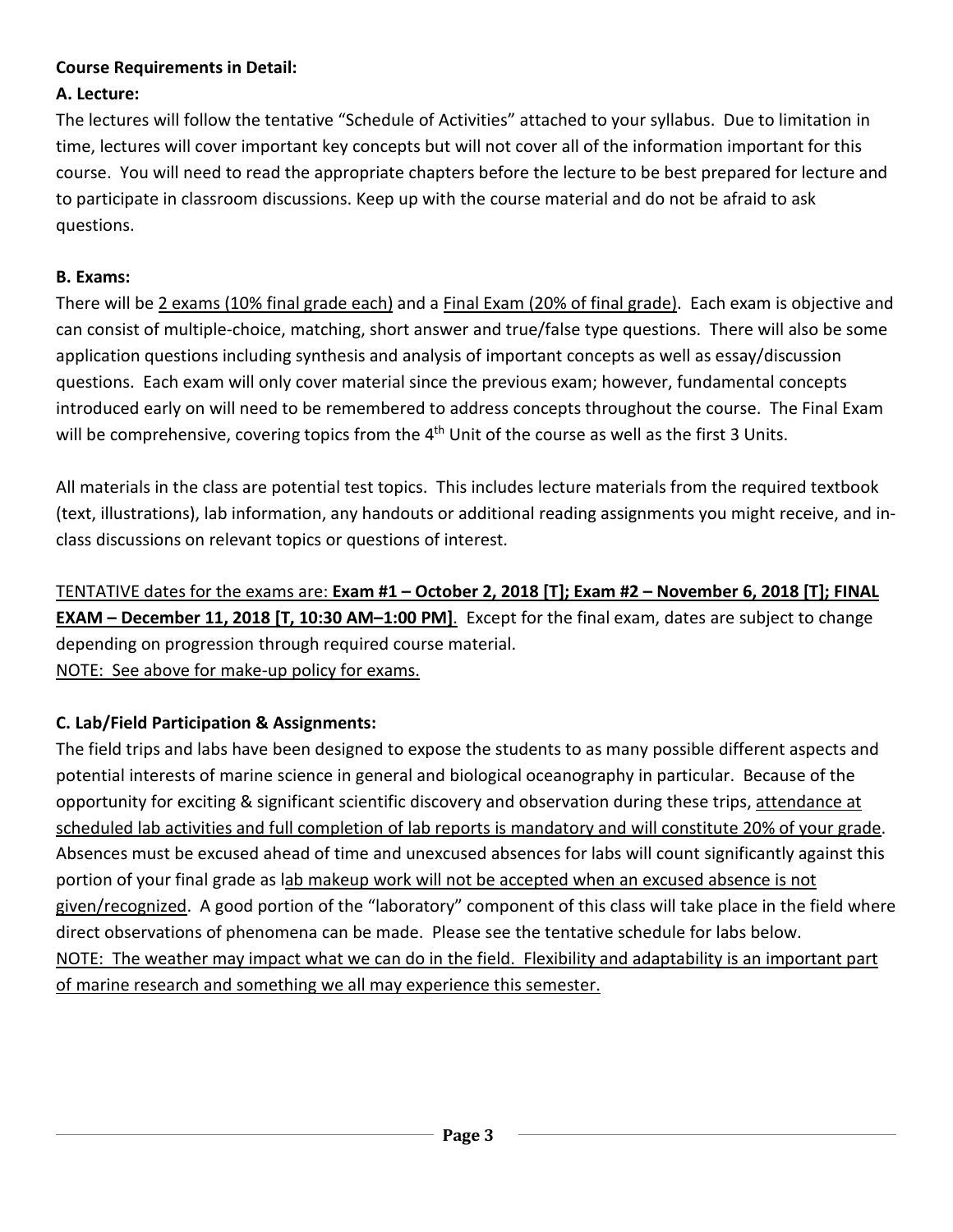**Course Requirements in Detail:**

**A. Lecture:**

The lectures will follow the tentative "Schedule of Activities" attached to your syllabus. Due to limitation in time, lectures will cover important key concepts but will not cover all of the information important for this course. You will need to read the appropriate chapters before the lecture to be best prepared for lecture and to participate in classroom discussions. Keep up with the course material and do not be afraid to ask questions.

**B. Exams:**

There will be <u>2 exams (10% final grade each)</u> and a <u>Final Exam (20% of final grade)</u>. Each exam is objective and can consist of multiple-choice, matching, short answer and true/false type questions. There will also be some application questions including synthesis and analysis of important concepts as well as essay/discussion questions. Each exam will only cover material since the previous exam; however, fundamental concepts introduced early on will need to be remembered to address concepts throughout the course. The Final Exam will be comprehensive, covering topics from the 4th Unit of the course as well as the first 3 Units.

All materials in the class are potential test topics. This includes lecture materials from the required textbook (text, illustrations), lab information, any handouts or additional reading assignments you might receive, and in-class discussions on relevant topics or questions of interest.

<u>TENTATIVE dates for the exams are: **Exam #1 – October 2, 2018 [T]; Exam #2 – November 6, 2018 [T]; FINAL EXAM – December 11, 2018 [T, 10:30 AM–1:00 PM]**</u>. Except for the final exam, dates are subject to change depending on progression through required course material.
<u>NOTE: See above for make-up policy for exams.</u>

**C. Lab/Field Participation & Assignments:**

The field trips and labs have been designed to expose the students to as many possible different aspects and potential interests of marine science in general and biological oceanography in particular. Because of the opportunity for exciting & significant scientific discovery and observation during these trips, <u>attendance at scheduled lab activities and full completion of lab reports is mandatory and will constitute 20% of your grade</u>. Absences must be excused ahead of time and unexcused absences for labs will count significantly against this portion of your final grade as <u>lab makeup work will not be accepted when an excused absence is not given/recognized</u>. A good portion of the "laboratory" component of this class will take place in the field where direct observations of phenomena can be made. Please see the tentative schedule for labs below.
<u>NOTE: The weather may impact what we can do in the field. Flexibility and adaptability is an important part of marine research and something we all may experience this semester.</u>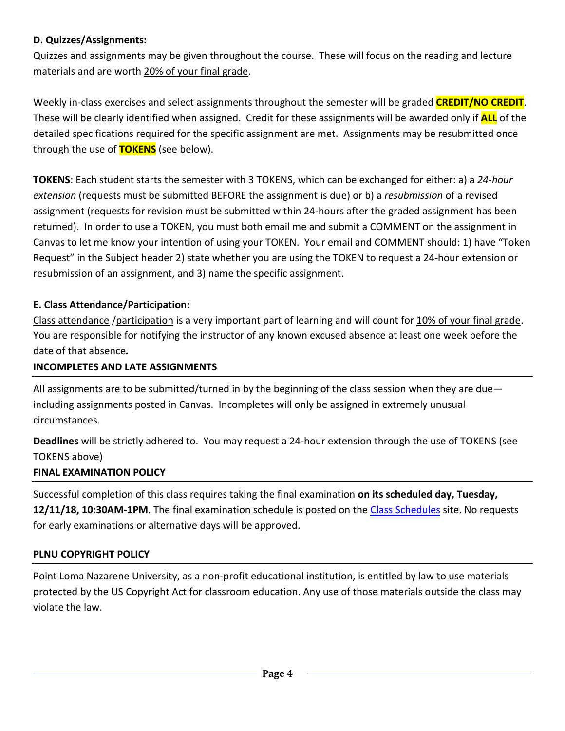**D. Quizzes/Assignments:**

Quizzes and assignments may be given throughout the course. These will focus on the reading and lecture materials and are worth 20% of your final grade.

Weekly in-class exercises and select assignments throughout the semester will be graded **CREDIT/NO CREDIT**. These will be clearly identified when assigned. Credit for these assignments will be awarded only if **ALL** of the detailed specifications required for the specific assignment are met. Assignments may be resubmitted once through the use of **TOKENS** (see below).

**TOKENS**: Each student starts the semester with 3 TOKENS, which can be exchanged for either: a) a *24-hour extension* (requests must be submitted BEFORE the assignment is due) or b) a *resubmission* of a revised assignment (requests for revision must be submitted within 24-hours after the graded assignment has been returned). In order to use a TOKEN, you must both email me and submit a COMMENT on the assignment in Canvas to let me know your intention of using your TOKEN. Your email and COMMENT should: 1) have "Token Request" in the Subject header 2) state whether you are using the TOKEN to request a 24-hour extension or resubmission of an assignment, and 3) name the specific assignment.

**E. Class Attendance/Participation:**

Class attendance /participation is a very important part of learning and will count for 10% of your final grade. You are responsible for notifying the instructor of any known excused absence at least one week before the date of that absence.

## INCOMPLETES AND LATE ASSIGNMENTS

All assignments are to be submitted/turned in by the beginning of the class session when they are due—including assignments posted in Canvas. Incompletes will only be assigned in extremely unusual circumstances.

**Deadlines** will be strictly adhered to. You may request a 24-hour extension through the use of TOKENS (see TOKENS above)

## FINAL EXAMINATION POLICY

Successful completion of this class requires taking the final examination **on its scheduled day, Tuesday, 12/11/18, 10:30AM-1PM**. The final examination schedule is posted on the Class Schedules site. No requests for early examinations or alternative days will be approved.

## PLNU COPYRIGHT POLICY

Point Loma Nazarene University, as a non-profit educational institution, is entitled by law to use materials protected by the US Copyright Act for classroom education. Any use of those materials outside the class may violate the law.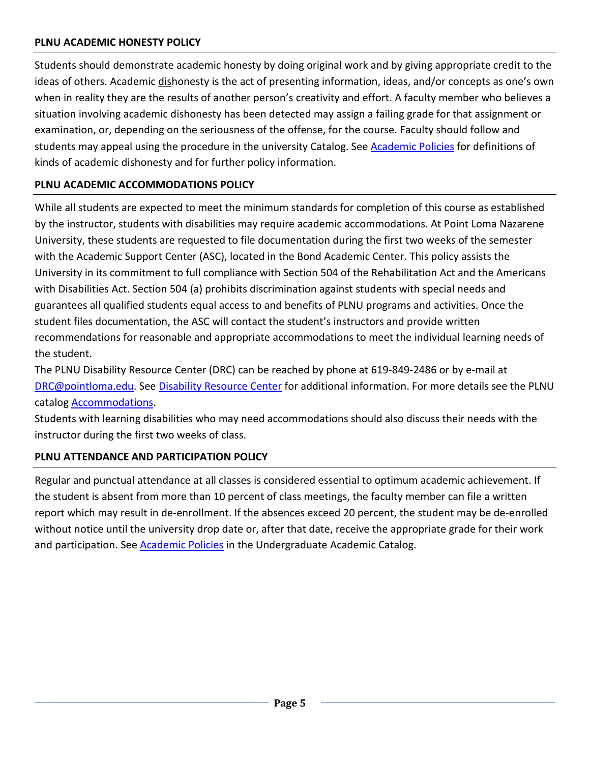## PLNU ACADEMIC HONESTY POLICY

Students should demonstrate academic honesty by doing original work and by giving appropriate credit to the ideas of others. Academic dishonesty is the act of presenting information, ideas, and/or concepts as one's own when in reality they are the results of another person's creativity and effort. A faculty member who believes a situation involving academic dishonesty has been detected may assign a failing grade for that assignment or examination, or, depending on the seriousness of the offense, for the course. Faculty should follow and students may appeal using the procedure in the university Catalog. See Academic Policies for definitions of kinds of academic dishonesty and for further policy information.

## PLNU ACADEMIC ACCOMMODATIONS POLICY

While all students are expected to meet the minimum standards for completion of this course as established by the instructor, students with disabilities may require academic accommodations. At Point Loma Nazarene University, these students are requested to file documentation during the first two weeks of the semester with the Academic Support Center (ASC), located in the Bond Academic Center. This policy assists the University in its commitment to full compliance with Section 504 of the Rehabilitation Act and the Americans with Disabilities Act. Section 504 (a) prohibits discrimination against students with special needs and guarantees all qualified students equal access to and benefits of PLNU programs and activities. Once the student files documentation, the ASC will contact the student's instructors and provide written recommendations for reasonable and appropriate accommodations to meet the individual learning needs of the student.

The PLNU Disability Resource Center (DRC) can be reached by phone at 619-849-2486 or by e-mail at DRC@pointloma.edu. See Disability Resource Center for additional information. For more details see the PLNU catalog Accommodations.

Students with learning disabilities who may need accommodations should also discuss their needs with the instructor during the first two weeks of class.

## PLNU ATTENDANCE AND PARTICIPATION POLICY

Regular and punctual attendance at all classes is considered essential to optimum academic achievement. If the student is absent from more than 10 percent of class meetings, the faculty member can file a written report which may result in de-enrollment. If the absences exceed 20 percent, the student may be de-enrolled without notice until the university drop date or, after that date, receive the appropriate grade for their work and participation. See Academic Policies in the Undergraduate Academic Catalog.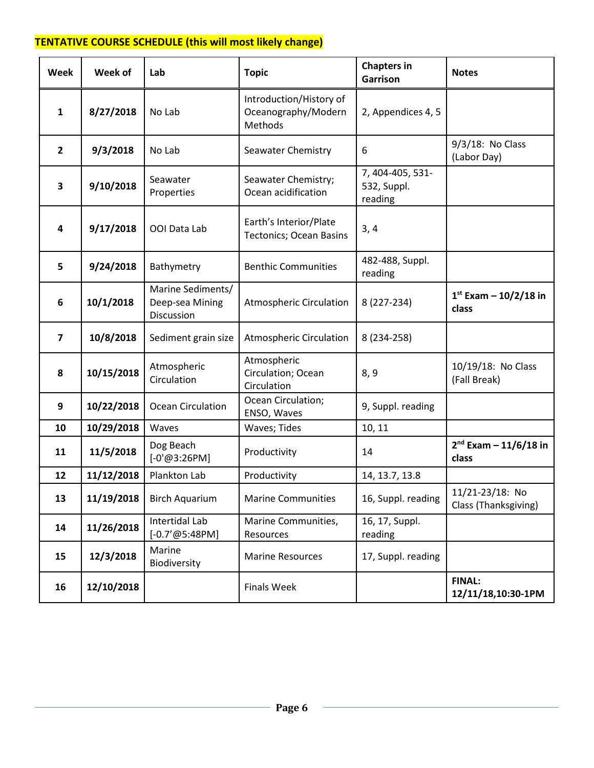**TENTATIVE COURSE SCHEDULE (this will most likely change)**

| Week | Week of | Lab | Topic | Chapters in Garrison | Notes |
|---|---|---|---|---|---|
| 1 | 8/27/2018 | No Lab | Introduction/History of Oceanography/Modern Methods | 2, Appendices 4, 5 | |
| 2 | 9/3/2018 | No Lab | Seawater Chemistry | 6 | 9/3/18: No Class (Labor Day) |
| 3 | 9/10/2018 | Seawater Properties | Seawater Chemistry; Ocean acidification | 7, 404-405, 531-532, Suppl. reading | |
| 4 | 9/17/2018 | OOI Data Lab | Earth's Interior/Plate Tectonics; Ocean Basins | 3, 4 | |
| 5 | 9/24/2018 | Bathymetry | Benthic Communities | 482-488, Suppl. reading | |
| 6 | 10/1/2018 | Marine Sediments/ Deep-sea Mining Discussion | Atmospheric Circulation | 8 (227-234) | **1st Exam – 10/2/18 in class** |
| 7 | 10/8/2018 | Sediment grain size | Atmospheric Circulation | 8 (234-258) | |
| 8 | 10/15/2018 | Atmospheric Circulation | Atmospheric Circulation; Ocean Circulation | 8, 9 | 10/19/18: No Class (Fall Break) |
| 9 | 10/22/2018 | Ocean Circulation | Ocean Circulation; ENSO, Waves | 9, Suppl. reading | |
| 10 | 10/29/2018 | Waves | Waves; Tides | 10, 11 | |
| 11 | 11/5/2018 | Dog Beach [-0'@3:26PM] | Productivity | 14 | **2nd Exam – 11/6/18 in class** |
| 12 | 11/12/2018 | Plankton Lab | Productivity | 14, 13.7, 13.8 | |
| 13 | 11/19/2018 | Birch Aquarium | Marine Communities | 16, Suppl. reading | 11/21-23/18: No Class (Thanksgiving) |
| 14 | 11/26/2018 | Intertidal Lab [-0.7'@5:48PM] | Marine Communities, Resources | 16, 17, Suppl. reading | |
| 15 | 12/3/2018 | Marine Biodiversity | Marine Resources | 17, Suppl. reading | |
| 16 | 12/10/2018 | | Finals Week | | **FINAL: 12/11/18,10:30-1PM** |